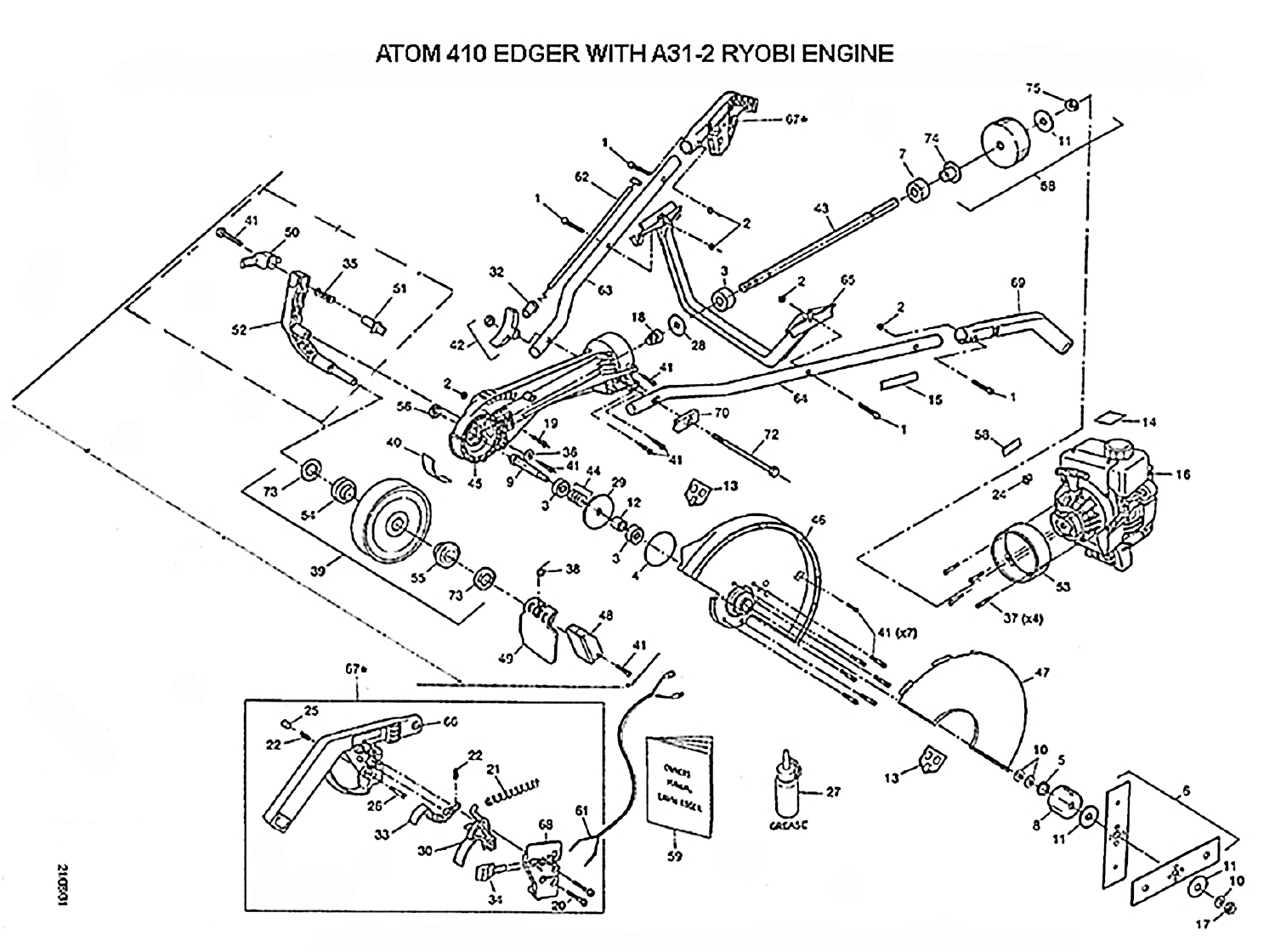# ATOM 410 EDGER WITH A31-2 RYOBI ENGINE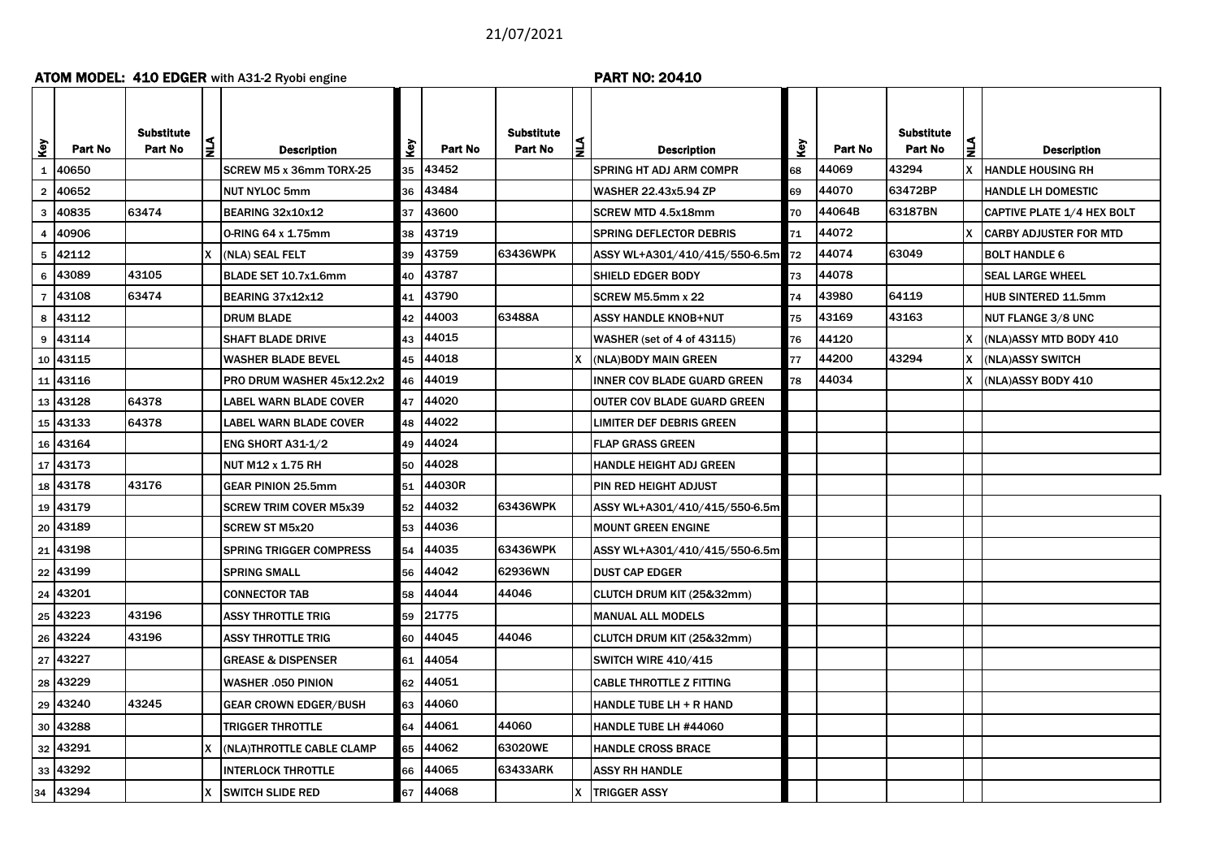21/07/2021

**ATOM MODEL: 410 EDGER** with A31-2 Ryobi engine **PART NO: 20410**

| Key | Part No | Substitute Part No | NLA | Description | Key | Part No | Substitute Part No | NLA | Description | Key | Part No | Substitute Part No | NLA | Description |
|---|---|---|---|---|---|---|---|---|---|---|---|---|---|---|
| 1 | 40650 | | | SCREW M5 x 36mm TORX-25 | 35 | 43452 | | | SPRING HT ADJ ARM COMPR | 68 | 44069 | 43294 | X | HANDLE HOUSING RH |
| 2 | 40652 | | | NUT NYLOC 5mm | 36 | 43484 | | | WASHER 22.43x5.94 ZP | 69 | 44070 | 63472BP | | HANDLE LH DOMESTIC |
| 3 | 40835 | 63474 | | BEARING 32x10x12 | 37 | 43600 | | | SCREW MTD 4.5x18mm | 70 | 44064B | 63187BN | | CAPTIVE PLATE 1/4 HEX BOLT |
| 4 | 40906 | | | O-RING 64 x 1.75mm | 38 | 43719 | | | SPRING DEFLECTOR DEBRIS | 71 | 44072 | | X | CARBY ADJUSTER FOR MTD |
| 5 | 42112 | | X | (NLA) SEAL FELT | 39 | 43759 | 63436WPK | | ASSY WL+A301/410/415/550-6.5m | 72 | 44074 | 63049 | | BOLT HANDLE 6 |
| 6 | 43089 | 43105 | | BLADE SET 10.7x1.6mm | 40 | 43787 | | | SHIELD EDGER BODY | 73 | 44078 | | | SEAL LARGE WHEEL |
| 7 | 43108 | 63474 | | BEARING 37x12x12 | 41 | 43790 | | | SCREW M5.5mm x 22 | 74 | 43980 | 64119 | | HUB SINTERED 11.5mm |
| 8 | 43112 | | | DRUM BLADE | 42 | 44003 | 63488A | | ASSY HANDLE KNOB+NUT | 75 | 43169 | 43163 | | NUT FLANGE 3/8 UNC |
| 9 | 43114 | | | SHAFT BLADE DRIVE | 43 | 44015 | | | WASHER (set of 4 of 43115) | 76 | 44120 | | X | (NLA)ASSY MTD BODY 410 |
| 10 | 43115 | | | WASHER BLADE BEVEL | 45 | 44018 | | X | (NLA)BODY MAIN GREEN | 77 | 44200 | 43294 | X | (NLA)ASSY SWITCH |
| 11 | 43116 | | | PRO DRUM WASHER 45x12.2x2 | 46 | 44019 | | | INNER COV BLADE GUARD GREEN | 78 | 44034 | | X | (NLA)ASSY BODY 410 |
| 13 | 43128 | 64378 | | LABEL WARN BLADE COVER | 47 | 44020 | | | OUTER COV BLADE GUARD GREEN | | | | | |
| 15 | 43133 | 64378 | | LABEL WARN BLADE COVER | 48 | 44022 | | | LIMITER DEF DEBRIS GREEN | | | | | |
| 16 | 43164 | | | ENG SHORT A31-1/2 | 49 | 44024 | | | FLAP GRASS GREEN | | | | | |
| 17 | 43173 | | | NUT M12 x 1.75 RH | 50 | 44028 | | | HANDLE HEIGHT ADJ GREEN | | | | | |
| 18 | 43178 | 43176 | | GEAR PINION 25.5mm | 51 | 44030R | | | PIN RED HEIGHT ADJUST | | | | | |
| 19 | 43179 | | | SCREW TRIM COVER M5x39 | 52 | 44032 | 63436WPK | | ASSY WL+A301/410/415/550-6.5m | | | | | |
| 20 | 43189 | | | SCREW ST M5x20 | 53 | 44036 | | | MOUNT GREEN ENGINE | | | | | |
| 21 | 43198 | | | SPRING TRIGGER COMPRESS | 54 | 44035 | 63436WPK | | ASSY WL+A301/410/415/550-6.5m | | | | | |
| 22 | 43199 | | | SPRING SMALL | 56 | 44042 | 62936WN | | DUST CAP EDGER | | | | | |
| 24 | 43201 | | | CONNECTOR TAB | 58 | 44044 | 44046 | | CLUTCH DRUM KIT (25&32mm) | | | | | |
| 25 | 43223 | 43196 | | ASSY THROTTLE TRIG | 59 | 21775 | | | MANUAL ALL MODELS | | | | | |
| 26 | 43224 | 43196 | | ASSY THROTTLE TRIG | 60 | 44045 | 44046 | | CLUTCH DRUM KIT (25&32mm) | | | | | |
| 27 | 43227 | | | GREASE & DISPENSER | 61 | 44054 | | | SWITCH WIRE 410/415 | | | | | |
| 28 | 43229 | | | WASHER .050 PINION | 62 | 44051 | | | CABLE THROTTLE Z FITTING | | | | | |
| 29 | 43240 | 43245 | | GEAR CROWN EDGER/BUSH | 63 | 44060 | | | HANDLE TUBE LH + R HAND | | | | | |
| 30 | 43288 | | | TRIGGER THROTTLE | 64 | 44061 | 44060 | | HANDLE TUBE LH #44060 | | | | | |
| 32 | 43291 | | X | (NLA)THROTTLE CABLE CLAMP | 65 | 44062 | 63020WE | | HANDLE CROSS BRACE | | | | | |
| 33 | 43292 | | | INTERLOCK THROTTLE | 66 | 44065 | 63433ARK | | ASSY RH HANDLE | | | | | |
| 34 | 43294 | | X | SWITCH SLIDE RED | 67 | 44068 | | X | TRIGGER ASSY | | | | | |